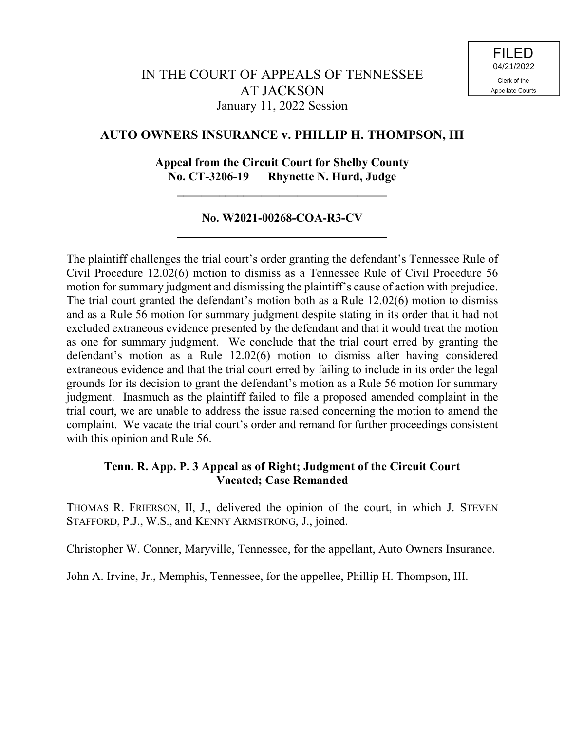FILED
04/21/2022
Clerk of the
Appellate Courts

# IN THE COURT OF APPEALS OF TENNESSEE AT JACKSON

January 11, 2022 Session

## AUTO OWNERS INSURANCE v. PHILLIP H. THOMPSON, III

**Appeal from the Circuit Court for Shelby County**
**No. CT-3206-19 Rhynette N. Hurd, Judge**

---

**No. W2021-00268-COA-R3-CV**

---

The plaintiff challenges the trial court's order granting the defendant's Tennessee Rule of Civil Procedure 12.02(6) motion to dismiss as a Tennessee Rule of Civil Procedure 56 motion for summary judgment and dismissing the plaintiff's cause of action with prejudice. The trial court granted the defendant's motion both as a Rule 12.02(6) motion to dismiss and as a Rule 56 motion for summary judgment despite stating in its order that it had not excluded extraneous evidence presented by the defendant and that it would treat the motion as one for summary judgment. We conclude that the trial court erred by granting the defendant's motion as a Rule 12.02(6) motion to dismiss after having considered extraneous evidence and that the trial court erred by failing to include in its order the legal grounds for its decision to grant the defendant's motion as a Rule 56 motion for summary judgment. Inasmuch as the plaintiff failed to file a proposed amended complaint in the trial court, we are unable to address the issue raised concerning the motion to amend the complaint. We vacate the trial court's order and remand for further proceedings consistent with this opinion and Rule 56.

**Tenn. R. App. P. 3 Appeal as of Right; Judgment of the Circuit Court Vacated; Case Remanded**

THOMAS R. FRIERSON, II, J., delivered the opinion of the court, in which J. STEVEN STAFFORD, P.J., W.S., and KENNY ARMSTRONG, J., joined.

Christopher W. Conner, Maryville, Tennessee, for the appellant, Auto Owners Insurance.

John A. Irvine, Jr., Memphis, Tennessee, for the appellee, Phillip H. Thompson, III.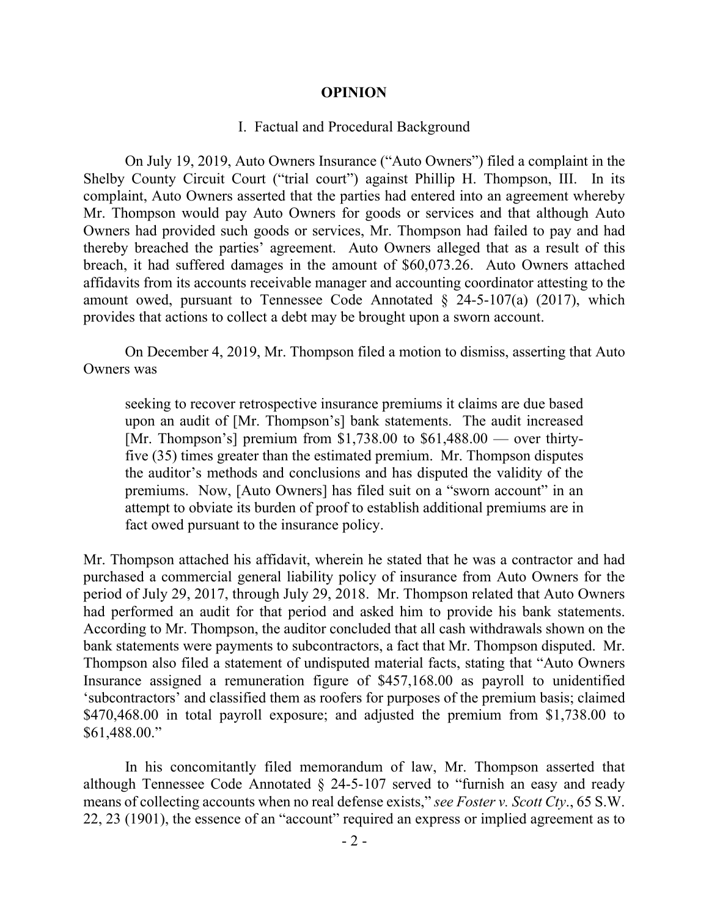## OPINION

### I. Factual and Procedural Background

On July 19, 2019, Auto Owners Insurance ("Auto Owners") filed a complaint in the Shelby County Circuit Court ("trial court") against Phillip H. Thompson, III. In its complaint, Auto Owners asserted that the parties had entered into an agreement whereby Mr. Thompson would pay Auto Owners for goods or services and that although Auto Owners had provided such goods or services, Mr. Thompson had failed to pay and had thereby breached the parties' agreement. Auto Owners alleged that as a result of this breach, it had suffered damages in the amount of $60,073.26. Auto Owners attached affidavits from its accounts receivable manager and accounting coordinator attesting to the amount owed, pursuant to Tennessee Code Annotated § 24-5-107(a) (2017), which provides that actions to collect a debt may be brought upon a sworn account.

On December 4, 2019, Mr. Thompson filed a motion to dismiss, asserting that Auto Owners was

> seeking to recover retrospective insurance premiums it claims are due based upon an audit of [Mr. Thompson's] bank statements. The audit increased [Mr. Thompson's] premium from $1,738.00 to $61,488.00 — over thirty-five (35) times greater than the estimated premium. Mr. Thompson disputes the auditor's methods and conclusions and has disputed the validity of the premiums. Now, [Auto Owners] has filed suit on a "sworn account" in an attempt to obviate its burden of proof to establish additional premiums are in fact owed pursuant to the insurance policy.

Mr. Thompson attached his affidavit, wherein he stated that he was a contractor and had purchased a commercial general liability policy of insurance from Auto Owners for the period of July 29, 2017, through July 29, 2018. Mr. Thompson related that Auto Owners had performed an audit for that period and asked him to provide his bank statements. According to Mr. Thompson, the auditor concluded that all cash withdrawals shown on the bank statements were payments to subcontractors, a fact that Mr. Thompson disputed. Mr. Thompson also filed a statement of undisputed material facts, stating that "Auto Owners Insurance assigned a remuneration figure of $457,168.00 as payroll to unidentified 'subcontractors' and classified them as roofers for purposes of the premium basis; claimed $470,468.00 in total payroll exposure; and adjusted the premium from $1,738.00 to $61,488.00."

In his concomitantly filed memorandum of law, Mr. Thompson asserted that although Tennessee Code Annotated § 24-5-107 served to "furnish an easy and ready means of collecting accounts when no real defense exists," *see Foster v. Scott Cty.*, 65 S.W. 22, 23 (1901), the essence of an "account" required an express or implied agreement as to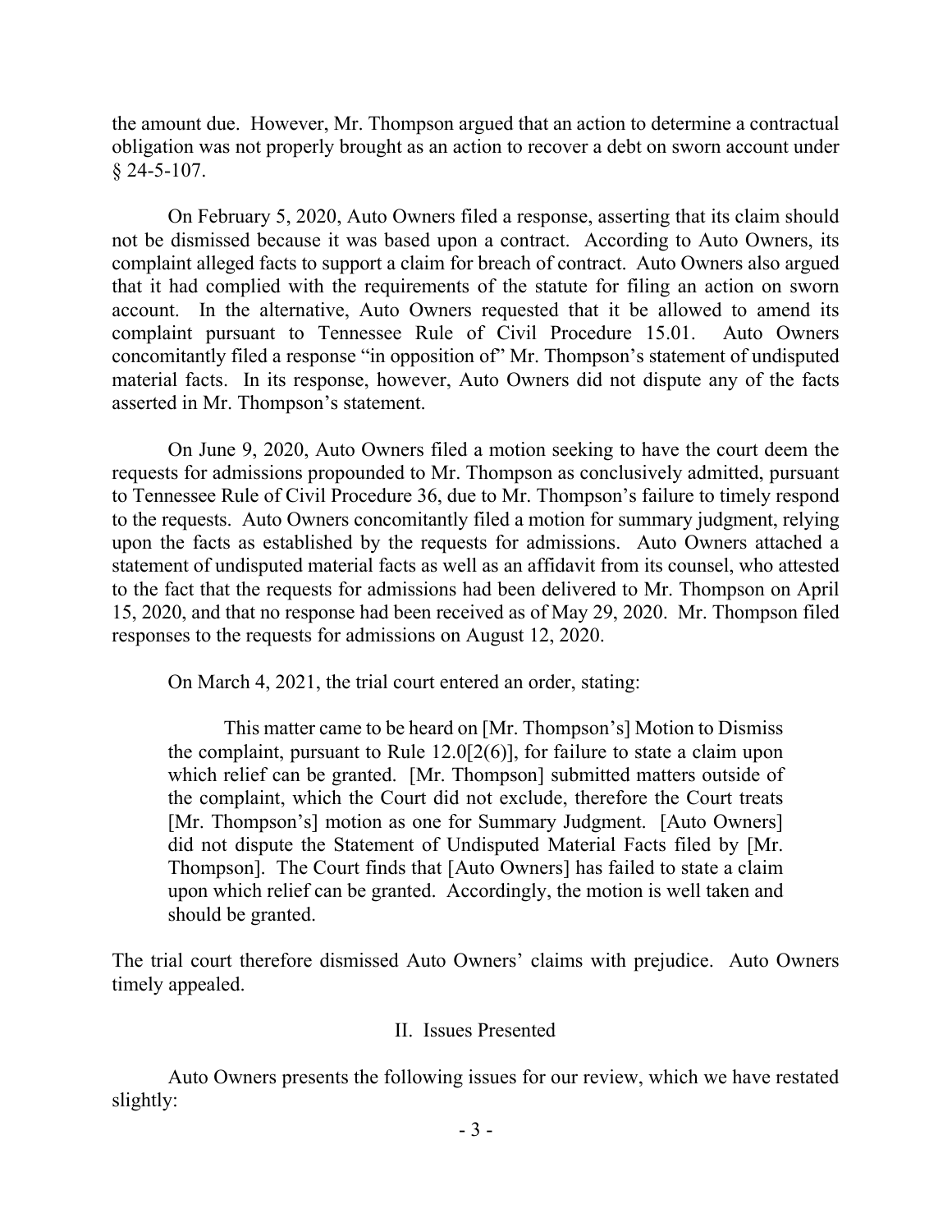the amount due. However, Mr. Thompson argued that an action to determine a contractual obligation was not properly brought as an action to recover a debt on sworn account under § 24-5-107.

On February 5, 2020, Auto Owners filed a response, asserting that its claim should not be dismissed because it was based upon a contract. According to Auto Owners, its complaint alleged facts to support a claim for breach of contract. Auto Owners also argued that it had complied with the requirements of the statute for filing an action on sworn account. In the alternative, Auto Owners requested that it be allowed to amend its complaint pursuant to Tennessee Rule of Civil Procedure 15.01. Auto Owners concomitantly filed a response "in opposition of" Mr. Thompson's statement of undisputed material facts. In its response, however, Auto Owners did not dispute any of the facts asserted in Mr. Thompson's statement.

On June 9, 2020, Auto Owners filed a motion seeking to have the court deem the requests for admissions propounded to Mr. Thompson as conclusively admitted, pursuant to Tennessee Rule of Civil Procedure 36, due to Mr. Thompson's failure to timely respond to the requests. Auto Owners concomitantly filed a motion for summary judgment, relying upon the facts as established by the requests for admissions. Auto Owners attached a statement of undisputed material facts as well as an affidavit from its counsel, who attested to the fact that the requests for admissions had been delivered to Mr. Thompson on April 15, 2020, and that no response had been received as of May 29, 2020. Mr. Thompson filed responses to the requests for admissions on August 12, 2020.

On March 4, 2021, the trial court entered an order, stating:

> This matter came to be heard on [Mr. Thompson's] Motion to Dismiss the complaint, pursuant to Rule 12.0[2(6)], for failure to state a claim upon which relief can be granted. [Mr. Thompson] submitted matters outside of the complaint, which the Court did not exclude, therefore the Court treats [Mr. Thompson's] motion as one for Summary Judgment. [Auto Owners] did not dispute the Statement of Undisputed Material Facts filed by [Mr. Thompson]. The Court finds that [Auto Owners] has failed to state a claim upon which relief can be granted. Accordingly, the motion is well taken and should be granted.

The trial court therefore dismissed Auto Owners' claims with prejudice. Auto Owners timely appealed.

## II. Issues Presented

Auto Owners presents the following issues for our review, which we have restated slightly: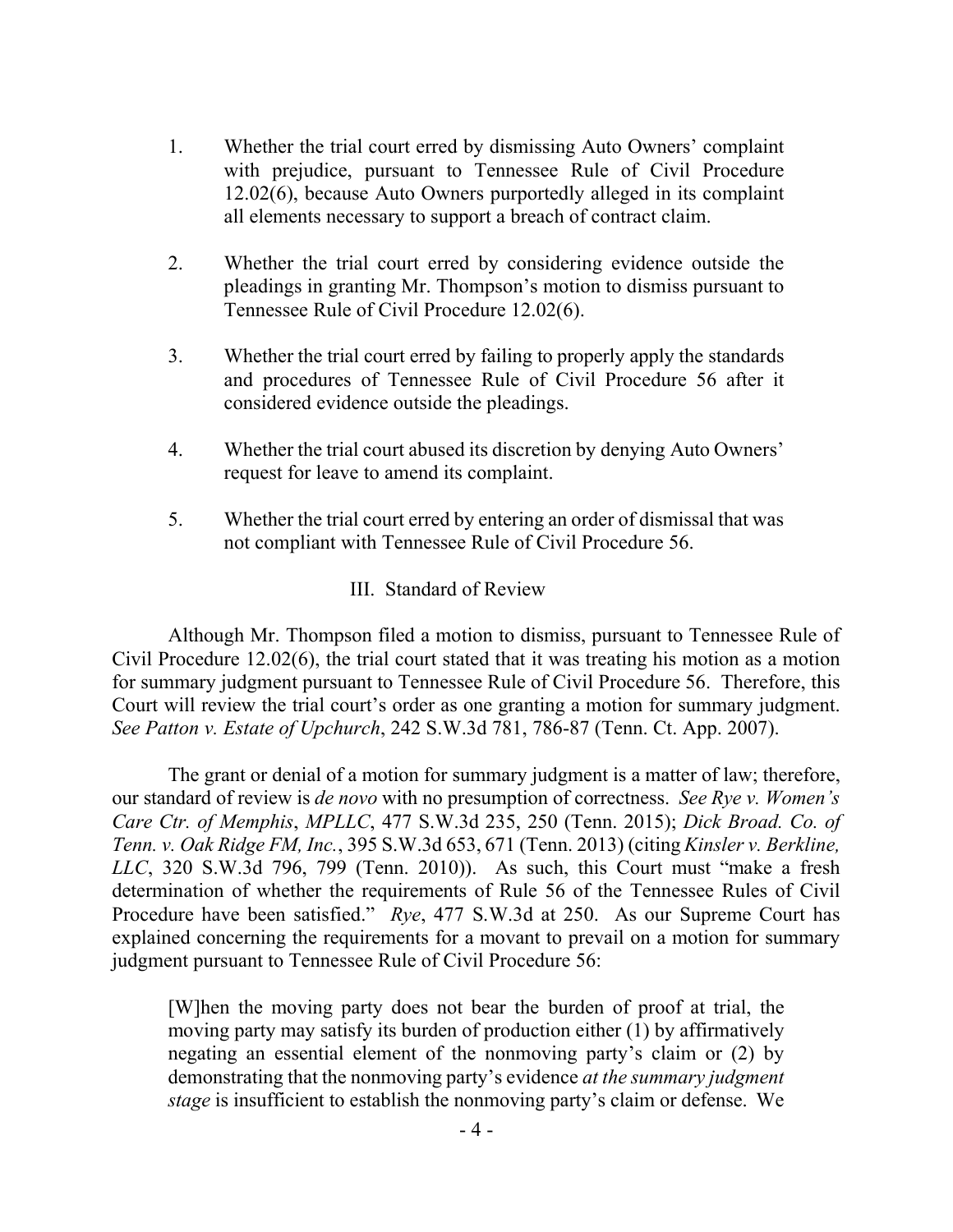1. Whether the trial court erred by dismissing Auto Owners' complaint with prejudice, pursuant to Tennessee Rule of Civil Procedure 12.02(6), because Auto Owners purportedly alleged in its complaint all elements necessary to support a breach of contract claim.

2. Whether the trial court erred by considering evidence outside the pleadings in granting Mr. Thompson's motion to dismiss pursuant to Tennessee Rule of Civil Procedure 12.02(6).

3. Whether the trial court erred by failing to properly apply the standards and procedures of Tennessee Rule of Civil Procedure 56 after it considered evidence outside the pleadings.

4. Whether the trial court abused its discretion by denying Auto Owners' request for leave to amend its complaint.

5. Whether the trial court erred by entering an order of dismissal that was not compliant with Tennessee Rule of Civil Procedure 56.

## III. Standard of Review

Although Mr. Thompson filed a motion to dismiss, pursuant to Tennessee Rule of Civil Procedure 12.02(6), the trial court stated that it was treating his motion as a motion for summary judgment pursuant to Tennessee Rule of Civil Procedure 56. Therefore, this Court will review the trial court's order as one granting a motion for summary judgment. *See Patton v. Estate of Upchurch*, 242 S.W.3d 781, 786-87 (Tenn. Ct. App. 2007).

The grant or denial of a motion for summary judgment is a matter of law; therefore, our standard of review is *de novo* with no presumption of correctness. *See Rye v. Women's Care Ctr. of Memphis*, *MPLLC*, 477 S.W.3d 235, 250 (Tenn. 2015); *Dick Broad. Co. of Tenn. v. Oak Ridge FM, Inc.*, 395 S.W.3d 653, 671 (Tenn. 2013) (citing *Kinsler v. Berkline, LLC*, 320 S.W.3d 796, 799 (Tenn. 2010)). As such, this Court must "make a fresh determination of whether the requirements of Rule 56 of the Tennessee Rules of Civil Procedure have been satisfied." *Rye*, 477 S.W.3d at 250. As our Supreme Court has explained concerning the requirements for a movant to prevail on a motion for summary judgment pursuant to Tennessee Rule of Civil Procedure 56:

> [W]hen the moving party does not bear the burden of proof at trial, the moving party may satisfy its burden of production either (1) by affirmatively negating an essential element of the nonmoving party's claim or (2) by demonstrating that the nonmoving party's evidence *at the summary judgment stage* is insufficient to establish the nonmoving party's claim or defense. We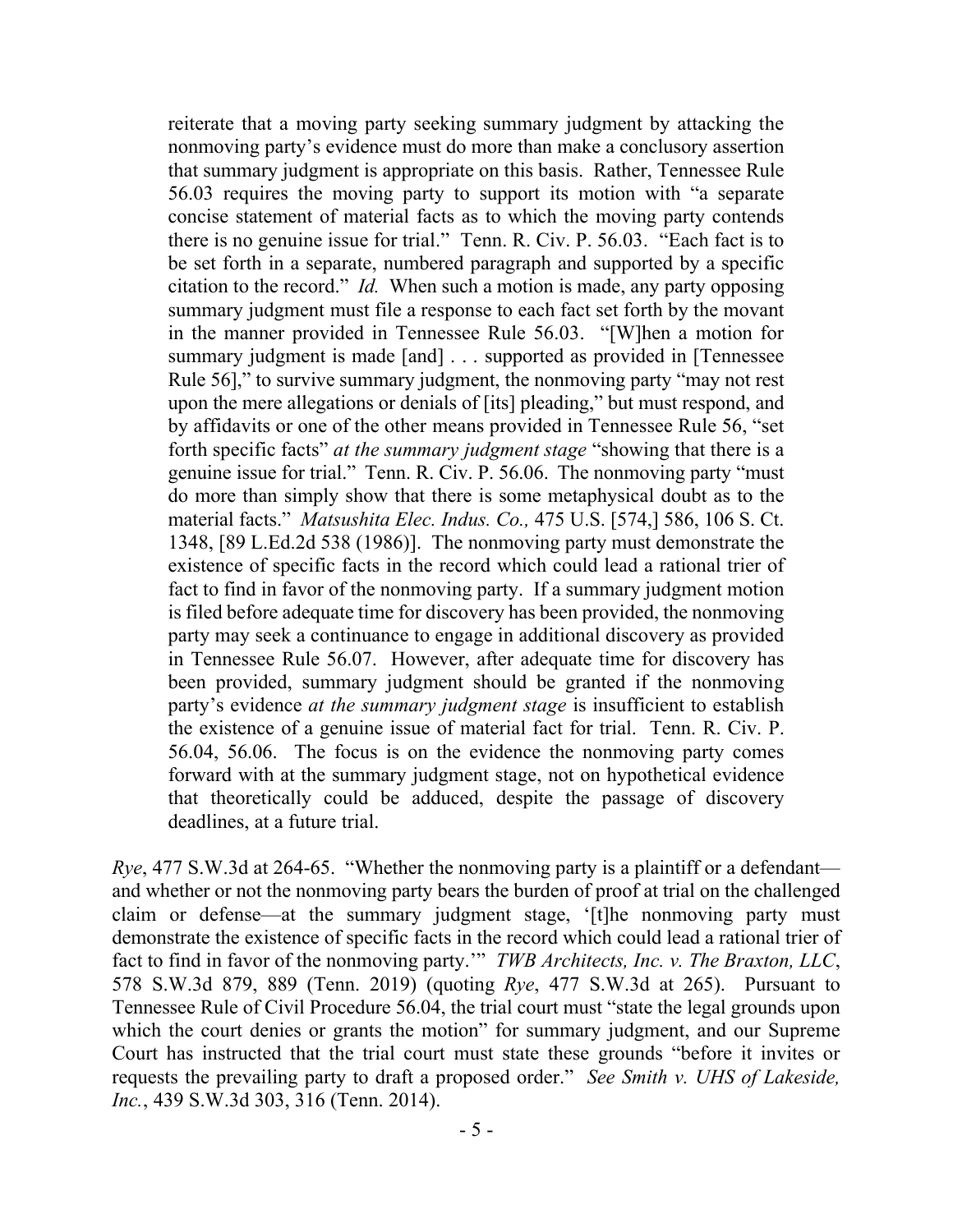> reiterate that a moving party seeking summary judgment by attacking the nonmoving party's evidence must do more than make a conclusory assertion that summary judgment is appropriate on this basis. Rather, Tennessee Rule 56.03 requires the moving party to support its motion with "a separate concise statement of material facts as to which the moving party contends there is no genuine issue for trial." Tenn. R. Civ. P. 56.03. "Each fact is to be set forth in a separate, numbered paragraph and supported by a specific citation to the record." *Id.* When such a motion is made, any party opposing summary judgment must file a response to each fact set forth by the movant in the manner provided in Tennessee Rule 56.03. "[W]hen a motion for summary judgment is made [and] . . . supported as provided in [Tennessee Rule 56]," to survive summary judgment, the nonmoving party "may not rest upon the mere allegations or denials of [its] pleading," but must respond, and by affidavits or one of the other means provided in Tennessee Rule 56, "set forth specific facts" *at the summary judgment stage* "showing that there is a genuine issue for trial." Tenn. R. Civ. P. 56.06. The nonmoving party "must do more than simply show that there is some metaphysical doubt as to the material facts." *Matsushita Elec. Indus. Co.,* 475 U.S. [574,] 586, 106 S. Ct. 1348, [89 L.Ed.2d 538 (1986)]. The nonmoving party must demonstrate the existence of specific facts in the record which could lead a rational trier of fact to find in favor of the nonmoving party. If a summary judgment motion is filed before adequate time for discovery has been provided, the nonmoving party may seek a continuance to engage in additional discovery as provided in Tennessee Rule 56.07. However, after adequate time for discovery has been provided, summary judgment should be granted if the nonmoving party's evidence *at the summary judgment stage* is insufficient to establish the existence of a genuine issue of material fact for trial. Tenn. R. Civ. P. 56.04, 56.06. The focus is on the evidence the nonmoving party comes forward with at the summary judgment stage, not on hypothetical evidence that theoretically could be adduced, despite the passage of discovery deadlines, at a future trial.

*Rye*, 477 S.W.3d at 264-65. "Whether the nonmoving party is a plaintiff or a defendant—and whether or not the nonmoving party bears the burden of proof at trial on the challenged claim or defense—at the summary judgment stage, '[t]he nonmoving party must demonstrate the existence of specific facts in the record which could lead a rational trier of fact to find in favor of the nonmoving party.'" *TWB Architects, Inc. v. The Braxton, LLC*, 578 S.W.3d 879, 889 (Tenn. 2019) (quoting *Rye*, 477 S.W.3d at 265). Pursuant to Tennessee Rule of Civil Procedure 56.04, the trial court must "state the legal grounds upon which the court denies or grants the motion" for summary judgment, and our Supreme Court has instructed that the trial court must state these grounds "before it invites or requests the prevailing party to draft a proposed order." *See Smith v. UHS of Lakeside, Inc.*, 439 S.W.3d 303, 316 (Tenn. 2014).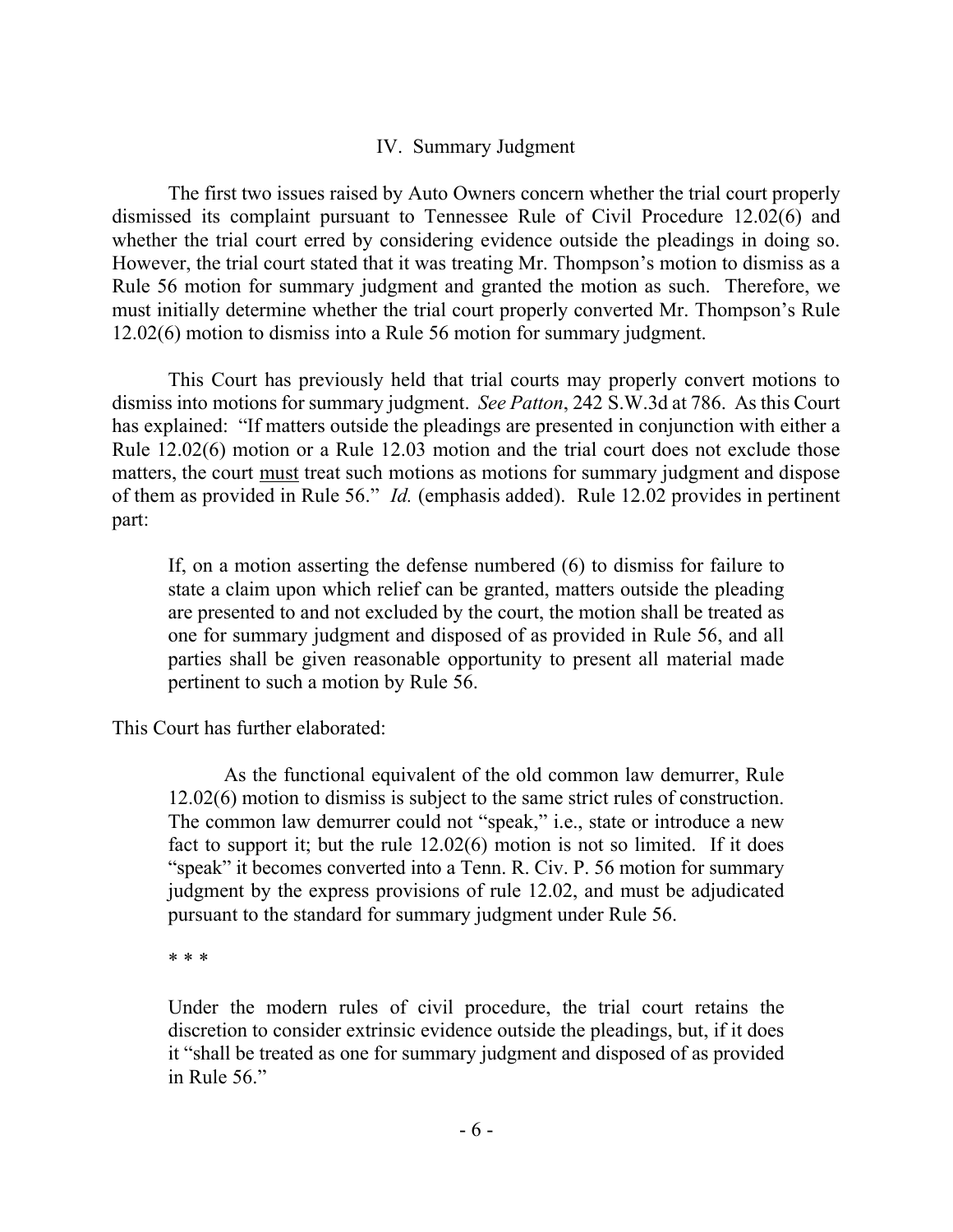## IV. Summary Judgment

The first two issues raised by Auto Owners concern whether the trial court properly dismissed its complaint pursuant to Tennessee Rule of Civil Procedure 12.02(6) and whether the trial court erred by considering evidence outside the pleadings in doing so. However, the trial court stated that it was treating Mr. Thompson's motion to dismiss as a Rule 56 motion for summary judgment and granted the motion as such. Therefore, we must initially determine whether the trial court properly converted Mr. Thompson's Rule 12.02(6) motion to dismiss into a Rule 56 motion for summary judgment.

This Court has previously held that trial courts may properly convert motions to dismiss into motions for summary judgment. *See Patton*, 242 S.W.3d at 786. As this Court has explained: "If matters outside the pleadings are presented in conjunction with either a Rule 12.02(6) motion or a Rule 12.03 motion and the trial court does not exclude those matters, the court <u>must</u> treat such motions as motions for summary judgment and dispose of them as provided in Rule 56." *Id.* (emphasis added). Rule 12.02 provides in pertinent part:

> If, on a motion asserting the defense numbered (6) to dismiss for failure to state a claim upon which relief can be granted, matters outside the pleading are presented to and not excluded by the court, the motion shall be treated as one for summary judgment and disposed of as provided in Rule 56, and all parties shall be given reasonable opportunity to present all material made pertinent to such a motion by Rule 56.

This Court has further elaborated:

> As the functional equivalent of the old common law demurrer, Rule 12.02(6) motion to dismiss is subject to the same strict rules of construction. The common law demurrer could not "speak," i.e., state or introduce a new fact to support it; but the rule 12.02(6) motion is not so limited. If it does "speak" it becomes converted into a Tenn. R. Civ. P. 56 motion for summary judgment by the express provisions of rule 12.02, and must be adjudicated pursuant to the standard for summary judgment under Rule 56.
>
> \* \* \*
>
> Under the modern rules of civil procedure, the trial court retains the discretion to consider extrinsic evidence outside the pleadings, but, if it does it "shall be treated as one for summary judgment and disposed of as provided in Rule 56."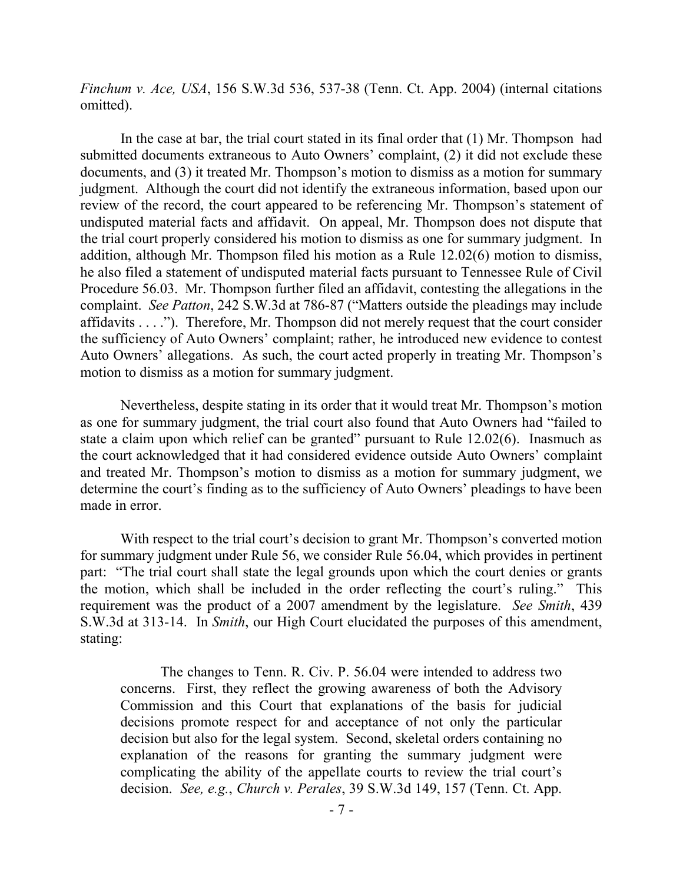*Finchum v. Ace, USA*, 156 S.W.3d 536, 537-38 (Tenn. Ct. App. 2004) (internal citations omitted).

In the case at bar, the trial court stated in its final order that (1) Mr. Thompson had submitted documents extraneous to Auto Owners' complaint, (2) it did not exclude these documents, and (3) it treated Mr. Thompson's motion to dismiss as a motion for summary judgment. Although the court did not identify the extraneous information, based upon our review of the record, the court appeared to be referencing Mr. Thompson's statement of undisputed material facts and affidavit. On appeal, Mr. Thompson does not dispute that the trial court properly considered his motion to dismiss as one for summary judgment. In addition, although Mr. Thompson filed his motion as a Rule 12.02(6) motion to dismiss, he also filed a statement of undisputed material facts pursuant to Tennessee Rule of Civil Procedure 56.03. Mr. Thompson further filed an affidavit, contesting the allegations in the complaint. *See Patton*, 242 S.W.3d at 786-87 ("Matters outside the pleadings may include affidavits . . . ."). Therefore, Mr. Thompson did not merely request that the court consider the sufficiency of Auto Owners' complaint; rather, he introduced new evidence to contest Auto Owners' allegations. As such, the court acted properly in treating Mr. Thompson's motion to dismiss as a motion for summary judgment.

Nevertheless, despite stating in its order that it would treat Mr. Thompson's motion as one for summary judgment, the trial court also found that Auto Owners had "failed to state a claim upon which relief can be granted" pursuant to Rule 12.02(6). Inasmuch as the court acknowledged that it had considered evidence outside Auto Owners' complaint and treated Mr. Thompson's motion to dismiss as a motion for summary judgment, we determine the court's finding as to the sufficiency of Auto Owners' pleadings to have been made in error.

With respect to the trial court's decision to grant Mr. Thompson's converted motion for summary judgment under Rule 56, we consider Rule 56.04, which provides in pertinent part: "The trial court shall state the legal grounds upon which the court denies or grants the motion, which shall be included in the order reflecting the court's ruling." This requirement was the product of a 2007 amendment by the legislature. *See Smith*, 439 S.W.3d at 313-14. In *Smith*, our High Court elucidated the purposes of this amendment, stating:

> The changes to Tenn. R. Civ. P. 56.04 were intended to address two concerns. First, they reflect the growing awareness of both the Advisory Commission and this Court that explanations of the basis for judicial decisions promote respect for and acceptance of not only the particular decision but also for the legal system. Second, skeletal orders containing no explanation of the reasons for granting the summary judgment were complicating the ability of the appellate courts to review the trial court's decision. *See, e.g.*, *Church v. Perales*, 39 S.W.3d 149, 157 (Tenn. Ct. App.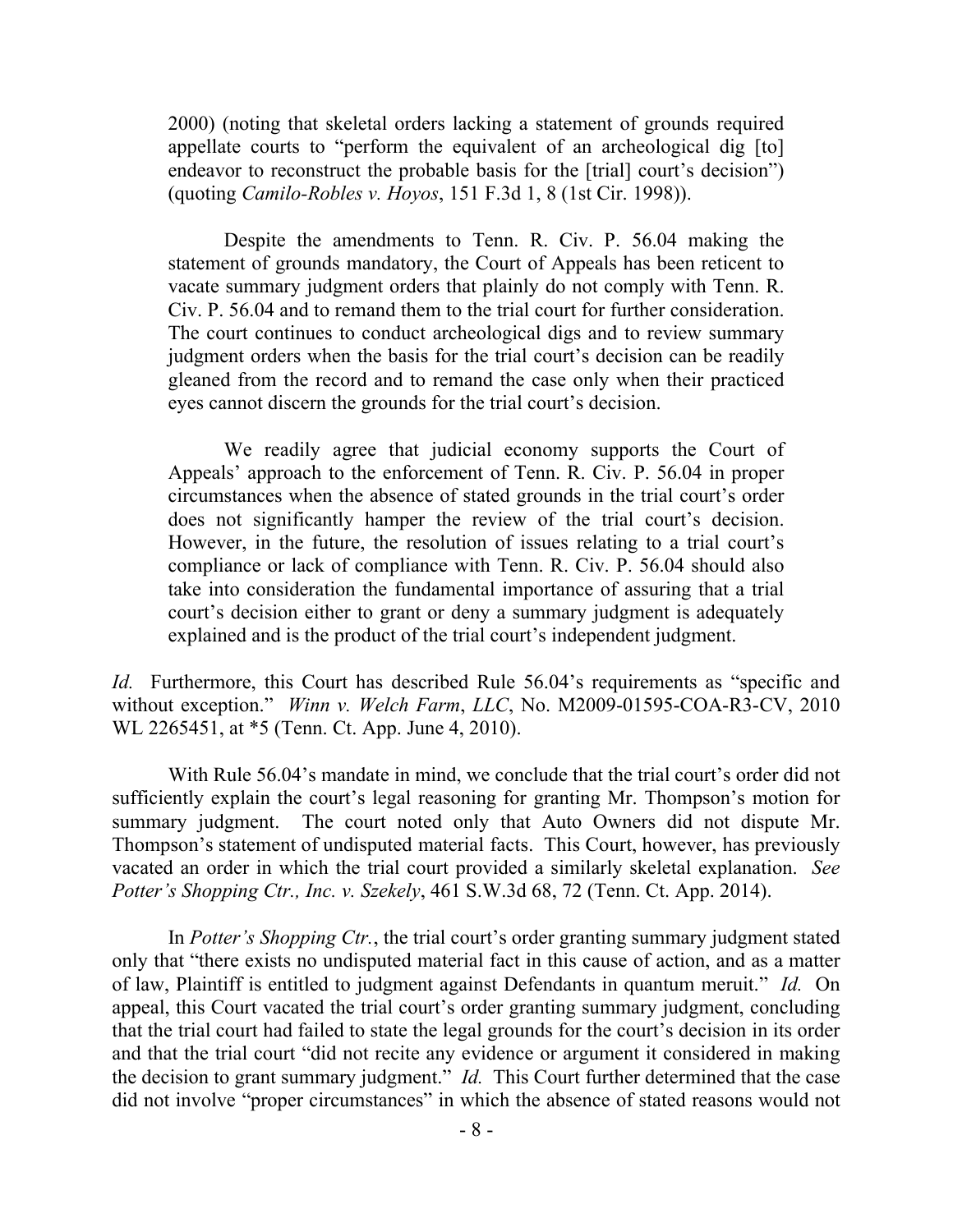2000) (noting that skeletal orders lacking a statement of grounds required appellate courts to "perform the equivalent of an archeological dig [to] endeavor to reconstruct the probable basis for the [trial] court's decision") (quoting *Camilo-Robles v. Hoyos*, 151 F.3d 1, 8 (1st Cir. 1998)).

> Despite the amendments to Tenn. R. Civ. P. 56.04 making the statement of grounds mandatory, the Court of Appeals has been reticent to vacate summary judgment orders that plainly do not comply with Tenn. R. Civ. P. 56.04 and to remand them to the trial court for further consideration. The court continues to conduct archeological digs and to review summary judgment orders when the basis for the trial court's decision can be readily gleaned from the record and to remand the case only when their practiced eyes cannot discern the grounds for the trial court's decision.
>
> We readily agree that judicial economy supports the Court of Appeals' approach to the enforcement of Tenn. R. Civ. P. 56.04 in proper circumstances when the absence of stated grounds in the trial court's order does not significantly hamper the review of the trial court's decision. However, in the future, the resolution of issues relating to a trial court's compliance or lack of compliance with Tenn. R. Civ. P. 56.04 should also take into consideration the fundamental importance of assuring that a trial court's decision either to grant or deny a summary judgment is adequately explained and is the product of the trial court's independent judgment.

*Id.* Furthermore, this Court has described Rule 56.04's requirements as "specific and without exception." *Winn v. Welch Farm, LLC*, No. M2009-01595-COA-R3-CV, 2010 WL 2265451, at *5 (Tenn. Ct. App. June 4, 2010).

With Rule 56.04's mandate in mind, we conclude that the trial court's order did not sufficiently explain the court's legal reasoning for granting Mr. Thompson's motion for summary judgment. The court noted only that Auto Owners did not dispute Mr. Thompson's statement of undisputed material facts. This Court, however, has previously vacated an order in which the trial court provided a similarly skeletal explanation. *See Potter's Shopping Ctr., Inc. v. Szekely*, 461 S.W.3d 68, 72 (Tenn. Ct. App. 2014).

In *Potter's Shopping Ctr.*, the trial court's order granting summary judgment stated only that "there exists no undisputed material fact in this cause of action, and as a matter of law, Plaintiff is entitled to judgment against Defendants in quantum meruit." *Id.* On appeal, this Court vacated the trial court's order granting summary judgment, concluding that the trial court had failed to state the legal grounds for the court's decision in its order and that the trial court "did not recite any evidence or argument it considered in making the decision to grant summary judgment." *Id.* This Court further determined that the case did not involve "proper circumstances" in which the absence of stated reasons would not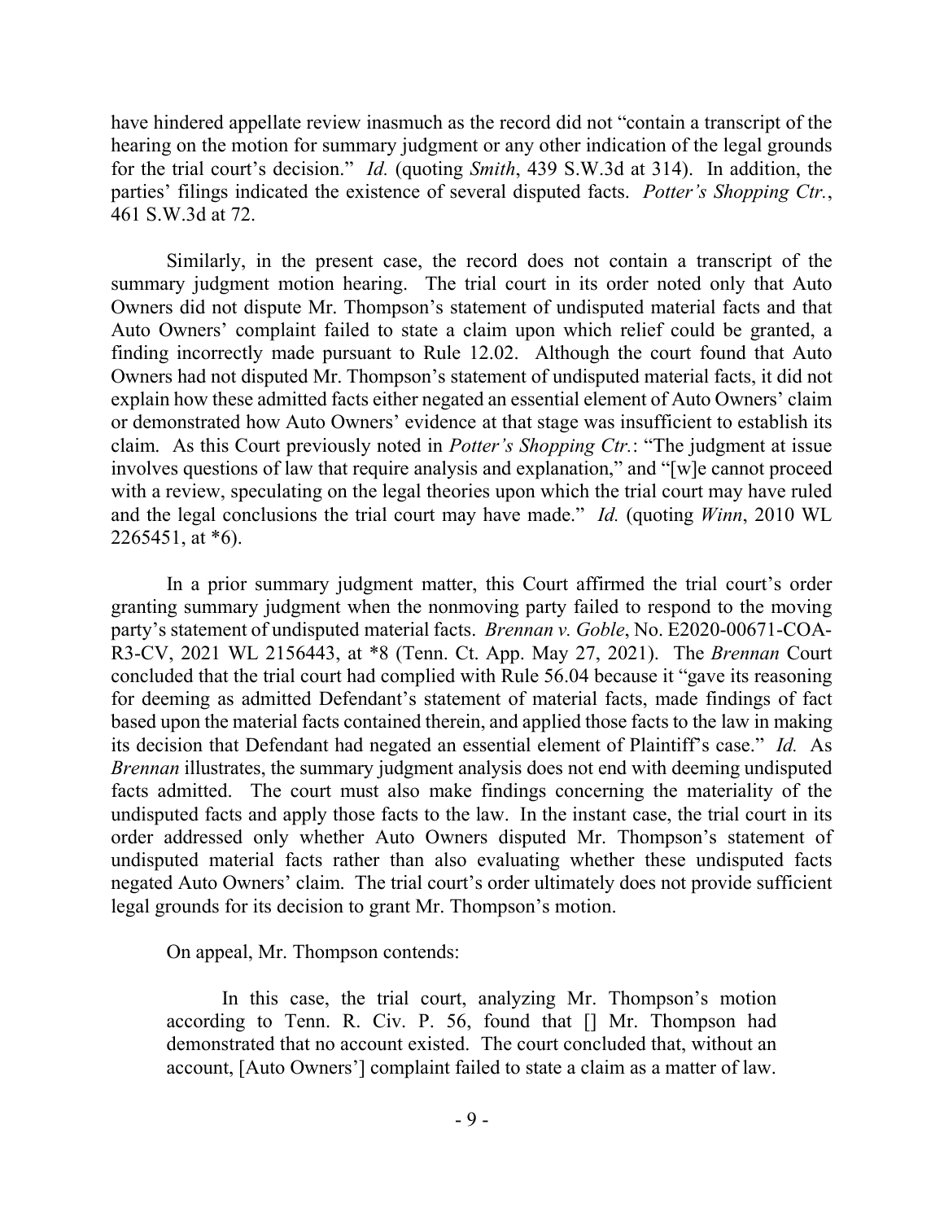have hindered appellate review inasmuch as the record did not "contain a transcript of the hearing on the motion for summary judgment or any other indication of the legal grounds for the trial court's decision." *Id.* (quoting *Smith*, 439 S.W.3d at 314). In addition, the parties' filings indicated the existence of several disputed facts. *Potter's Shopping Ctr.*, 461 S.W.3d at 72.

Similarly, in the present case, the record does not contain a transcript of the summary judgment motion hearing. The trial court in its order noted only that Auto Owners did not dispute Mr. Thompson's statement of undisputed material facts and that Auto Owners' complaint failed to state a claim upon which relief could be granted, a finding incorrectly made pursuant to Rule 12.02. Although the court found that Auto Owners had not disputed Mr. Thompson's statement of undisputed material facts, it did not explain how these admitted facts either negated an essential element of Auto Owners' claim or demonstrated how Auto Owners' evidence at that stage was insufficient to establish its claim. As this Court previously noted in *Potter's Shopping Ctr.*: "The judgment at issue involves questions of law that require analysis and explanation," and "[w]e cannot proceed with a review, speculating on the legal theories upon which the trial court may have ruled and the legal conclusions the trial court may have made." *Id.* (quoting *Winn*, 2010 WL 2265451, at *6).

In a prior summary judgment matter, this Court affirmed the trial court's order granting summary judgment when the nonmoving party failed to respond to the moving party's statement of undisputed material facts. *Brennan v. Goble*, No. E2020-00671-COA-R3-CV, 2021 WL 2156443, at *8 (Tenn. Ct. App. May 27, 2021). The *Brennan* Court concluded that the trial court had complied with Rule 56.04 because it "gave its reasoning for deeming as admitted Defendant's statement of material facts, made findings of fact based upon the material facts contained therein, and applied those facts to the law in making its decision that Defendant had negated an essential element of Plaintiff's case." *Id.* As *Brennan* illustrates, the summary judgment analysis does not end with deeming undisputed facts admitted. The court must also make findings concerning the materiality of the undisputed facts and apply those facts to the law. In the instant case, the trial court in its order addressed only whether Auto Owners disputed Mr. Thompson's statement of undisputed material facts rather than also evaluating whether these undisputed facts negated Auto Owners' claim. The trial court's order ultimately does not provide sufficient legal grounds for its decision to grant Mr. Thompson's motion.

On appeal, Mr. Thompson contends:

> In this case, the trial court, analyzing Mr. Thompson's motion according to Tenn. R. Civ. P. 56, found that [] Mr. Thompson had demonstrated that no account existed. The court concluded that, without an account, [Auto Owners'] complaint failed to state a claim as a matter of law.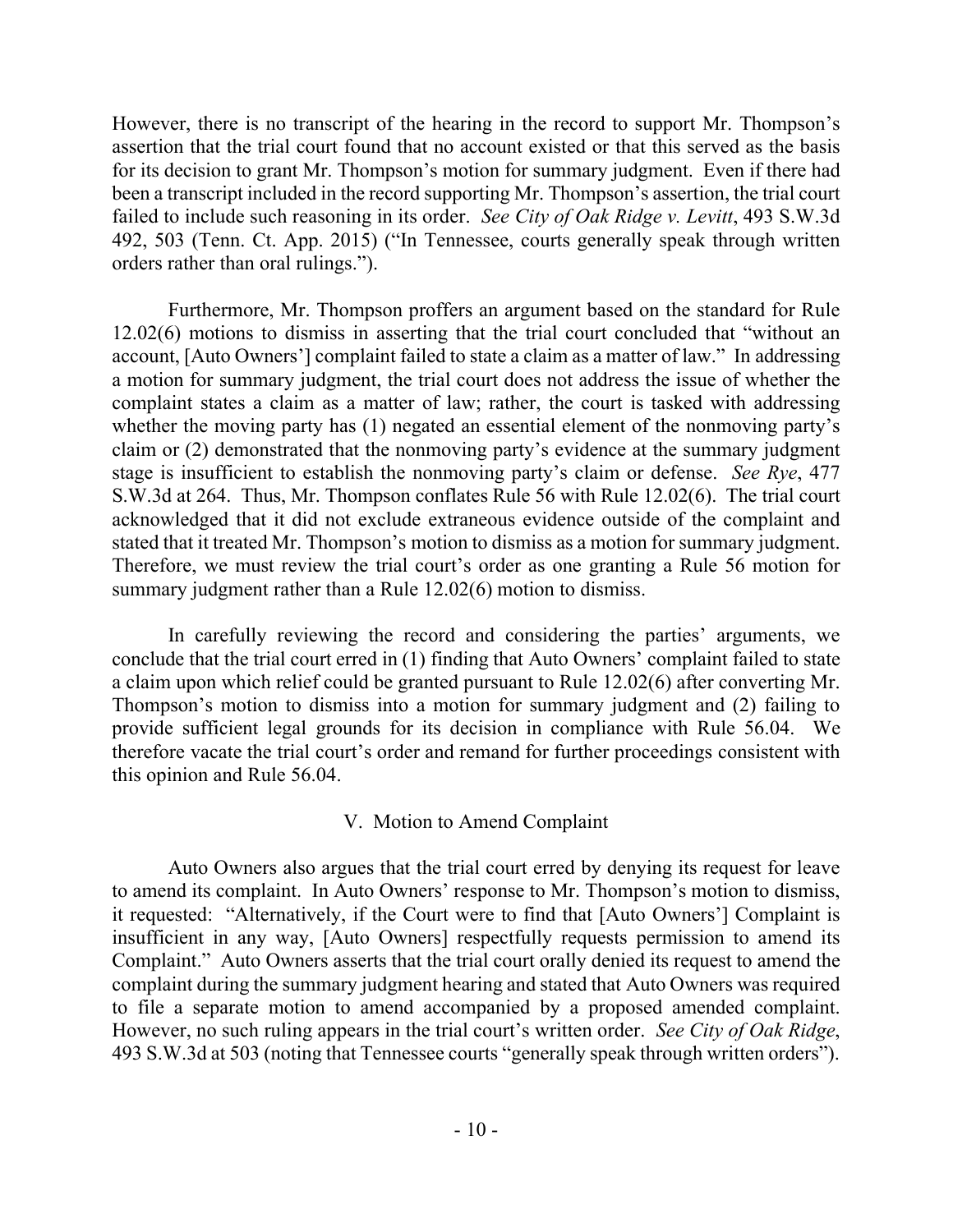However, there is no transcript of the hearing in the record to support Mr. Thompson's assertion that the trial court found that no account existed or that this served as the basis for its decision to grant Mr. Thompson's motion for summary judgment. Even if there had been a transcript included in the record supporting Mr. Thompson's assertion, the trial court failed to include such reasoning in its order. *See City of Oak Ridge v. Levitt*, 493 S.W.3d 492, 503 (Tenn. Ct. App. 2015) ("In Tennessee, courts generally speak through written orders rather than oral rulings.").

Furthermore, Mr. Thompson proffers an argument based on the standard for Rule 12.02(6) motions to dismiss in asserting that the trial court concluded that "without an account, [Auto Owners'] complaint failed to state a claim as a matter of law." In addressing a motion for summary judgment, the trial court does not address the issue of whether the complaint states a claim as a matter of law; rather, the court is tasked with addressing whether the moving party has (1) negated an essential element of the nonmoving party's claim or (2) demonstrated that the nonmoving party's evidence at the summary judgment stage is insufficient to establish the nonmoving party's claim or defense. *See Rye*, 477 S.W.3d at 264. Thus, Mr. Thompson conflates Rule 56 with Rule 12.02(6). The trial court acknowledged that it did not exclude extraneous evidence outside of the complaint and stated that it treated Mr. Thompson's motion to dismiss as a motion for summary judgment. Therefore, we must review the trial court's order as one granting a Rule 56 motion for summary judgment rather than a Rule 12.02(6) motion to dismiss.

In carefully reviewing the record and considering the parties' arguments, we conclude that the trial court erred in (1) finding that Auto Owners' complaint failed to state a claim upon which relief could be granted pursuant to Rule 12.02(6) after converting Mr. Thompson's motion to dismiss into a motion for summary judgment and (2) failing to provide sufficient legal grounds for its decision in compliance with Rule 56.04. We therefore vacate the trial court's order and remand for further proceedings consistent with this opinion and Rule 56.04.

## V. Motion to Amend Complaint

Auto Owners also argues that the trial court erred by denying its request for leave to amend its complaint. In Auto Owners' response to Mr. Thompson's motion to dismiss, it requested: "Alternatively, if the Court were to find that [Auto Owners'] Complaint is insufficient in any way, [Auto Owners] respectfully requests permission to amend its Complaint." Auto Owners asserts that the trial court orally denied its request to amend the complaint during the summary judgment hearing and stated that Auto Owners was required to file a separate motion to amend accompanied by a proposed amended complaint. However, no such ruling appears in the trial court's written order. *See City of Oak Ridge*, 493 S.W.3d at 503 (noting that Tennessee courts "generally speak through written orders").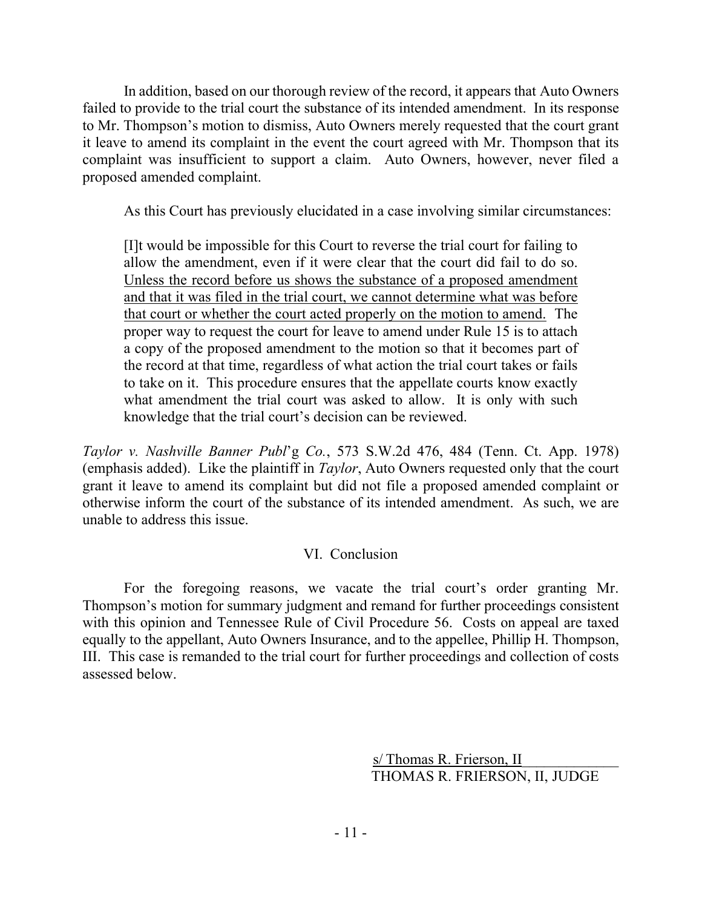In addition, based on our thorough review of the record, it appears that Auto Owners failed to provide to the trial court the substance of its intended amendment. In its response to Mr. Thompson's motion to dismiss, Auto Owners merely requested that the court grant it leave to amend its complaint in the event the court agreed with Mr. Thompson that its complaint was insufficient to support a claim. Auto Owners, however, never filed a proposed amended complaint.

As this Court has previously elucidated in a case involving similar circumstances:

> [I]t would be impossible for this Court to reverse the trial court for failing to allow the amendment, even if it were clear that the court did fail to do so. <u>Unless the record before us shows the substance of a proposed amendment and that it was filed in the trial court, we cannot determine what was before that court or whether the court acted properly on the motion to amend.</u> The proper way to request the court for leave to amend under Rule 15 is to attach a copy of the proposed amendment to the motion so that it becomes part of the record at that time, regardless of what action the trial court takes or fails to take on it. This procedure ensures that the appellate courts know exactly what amendment the trial court was asked to allow. It is only with such knowledge that the trial court's decision can be reviewed.

*Taylor v. Nashville Banner Publ*'g *Co.*, 573 S.W.2d 476, 484 (Tenn. Ct. App. 1978) (emphasis added). Like the plaintiff in *Taylor*, Auto Owners requested only that the court grant it leave to amend its complaint but did not file a proposed amended complaint or otherwise inform the court of the substance of its intended amendment. As such, we are unable to address this issue.

## VI. Conclusion

For the foregoing reasons, we vacate the trial court's order granting Mr. Thompson's motion for summary judgment and remand for further proceedings consistent with this opinion and Tennessee Rule of Civil Procedure 56. Costs on appeal are taxed equally to the appellant, Auto Owners Insurance, and to the appellee, Phillip H. Thompson, III. This case is remanded to the trial court for further proceedings and collection of costs assessed below.

s/ Thomas R. Frierson, II
THOMAS R. FRIERSON, II, JUDGE